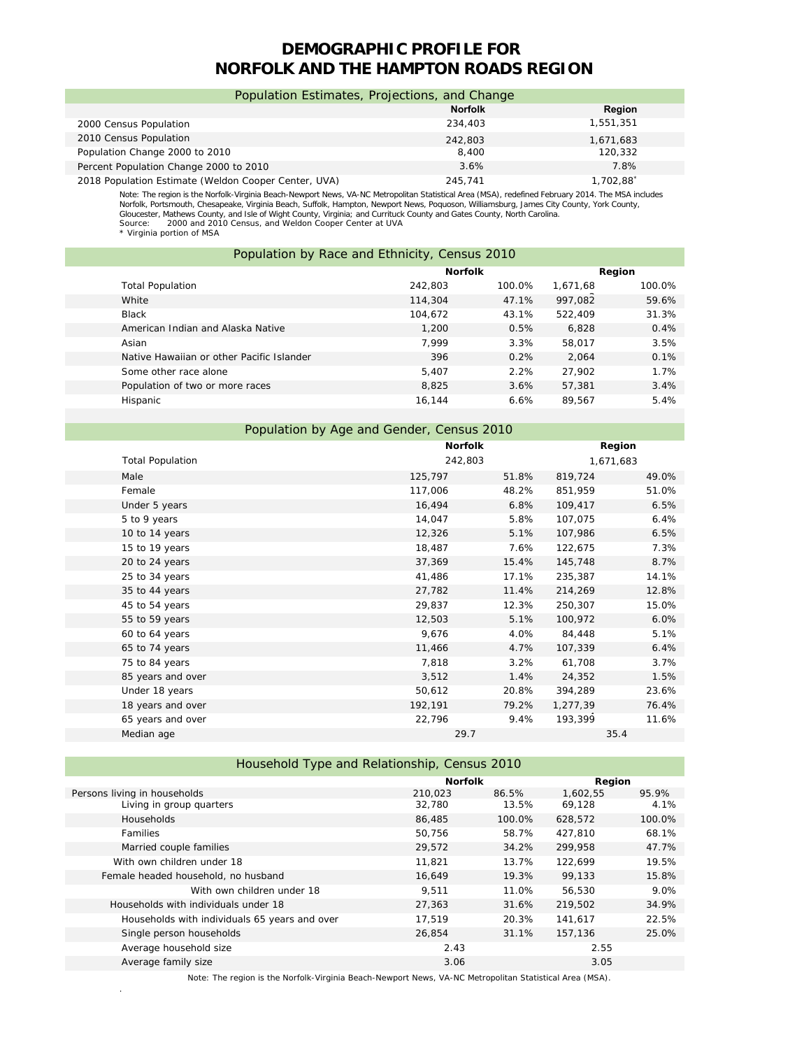# DEMOGRAPHIC PROFILE FOR NORFOLK AND THE HAMPTON ROADS REGION

## Population Estimates, Projections, and Change

| | Norfolk | Region |
|---|---|---|
| 2000 Census Population | 234,403 | 1,551,351 |
| 2010 Census Population | 242,803 | 1,671,683 |
| Population Change 2000 to 2010 | 8,400 | 120,332 |
| Percent Population Change 2000 to 2010 | 3.6% | 7.8% |
| 2018 Population Estimate (Weldon Cooper Center, UVA) | 245,741 | 1,702,88* |

Note: The region is the Norfolk-Virginia Beach-Newport News, VA-NC Metropolitan Statistical Area (MSA), redefined February 2014. The MSA includes Norfolk, Portsmouth, Chesapeake, Virginia Beach, Suffolk, Hampton, Newport News, Poquoson, Williamsburg, James City County, York County, Gloucester, Mathews County, and Isle of Wight County, Virginia; and Currituck County and Gates County, North Carolina.
Source: 2000 and 2010 Census, and Weldon Cooper Center at UVA
* Virginia portion of MSA

## Population by Race and Ethnicity, Census 2010

| | Norfolk | | Region | |
|---|---|---|---|---|
| Total Population | 242,803 | 100.0% | 1,671,68 | 100.0% |
| White | 114,304 | 47.1% | 997,082 | 59.6% |
| Black | 104,672 | 43.1% | 522,409 | 31.3% |
| American Indian and Alaska Native | 1,200 | 0.5% | 6,828 | 0.4% |
| Asian | 7,999 | 3.3% | 58,017 | 3.5% |
| Native Hawaiian or other Pacific Islander | 396 | 0.2% | 2,064 | 0.1% |
| Some other race alone | 5,407 | 2.2% | 27,902 | 1.7% |
| Population of two or more races | 8,825 | 3.6% | 57,381 | 3.4% |
| Hispanic | 16,144 | 6.6% | 89,567 | 5.4% |

## Population by Age and Gender, Census 2010

| | Norfolk | | Region | |
|---|---|---|---|---|
| Total Population | 242,803 | | 1,671,683 | |
| Male | 125,797 | 51.8% | 819,724 | 49.0% |
| Female | 117,006 | 48.2% | 851,959 | 51.0% |
| Under 5 years | 16,494 | 6.8% | 109,417 | 6.5% |
| 5 to 9 years | 14,047 | 5.8% | 107,075 | 6.4% |
| 10 to 14 years | 12,326 | 5.1% | 107,986 | 6.5% |
| 15 to 19 years | 18,487 | 7.6% | 122,675 | 7.3% |
| 20 to 24 years | 37,369 | 15.4% | 145,748 | 8.7% |
| 25 to 34 years | 41,486 | 17.1% | 235,387 | 14.1% |
| 35 to 44 years | 27,782 | 11.4% | 214,269 | 12.8% |
| 45 to 54 years | 29,837 | 12.3% | 250,307 | 15.0% |
| 55 to 59 years | 12,503 | 5.1% | 100,972 | 6.0% |
| 60 to 64 years | 9,676 | 4.0% | 84,448 | 5.1% |
| 65 to 74 years | 11,466 | 4.7% | 107,339 | 6.4% |
| 75 to 84 years | 7,818 | 3.2% | 61,708 | 3.7% |
| 85 years and over | 3,512 | 1.4% | 24,352 | 1.5% |
| Under 18 years | 50,612 | 20.8% | 394,289 | 23.6% |
| 18 years and over | 192,191 | 79.2% | 1,277,39 | 76.4% |
| 65 years and over | 22,796 | 9.4% | 193,399 | 11.6% |
| Median age | 29.7 | | 35.4 | |

## Household Type and Relationship, Census 2010

| | Norfolk | | Region | |
|---|---|---|---|---|
| Persons living in households | 210,023 | 86.5% | 1,602,55 | 95.9% |
| Living in group quarters | 32,780 | 13.5% | 69,128 | 4.1% |
| Households | 86,485 | 100.0% | 628,572 | 100.0% |
| Families | 50,756 | 58.7% | 427,810 | 68.1% |
| Married couple families | 29,572 | 34.2% | 299,958 | 47.7% |
| With own children under 18 | 11,821 | 13.7% | 122,699 | 19.5% |
| Female headed household, no husband | 16,649 | 19.3% | 99,133 | 15.8% |
| With own children under 18 | 9,511 | 11.0% | 56,530 | 9.0% |
| Households with individuals under 18 | 27,363 | 31.6% | 219,502 | 34.9% |
| Households with individuals 65 years and over | 17,519 | 20.3% | 141,617 | 22.5% |
| Single person households | 26,854 | 31.1% | 157,136 | 25.0% |
| Average household size | 2.43 | | 2.55 | |
| Average family size | 3.06 | | 3.05 | |

Note: The region is the Norfolk-Virginia Beach-Newport News, VA-NC Metropolitan Statistical Area (MSA).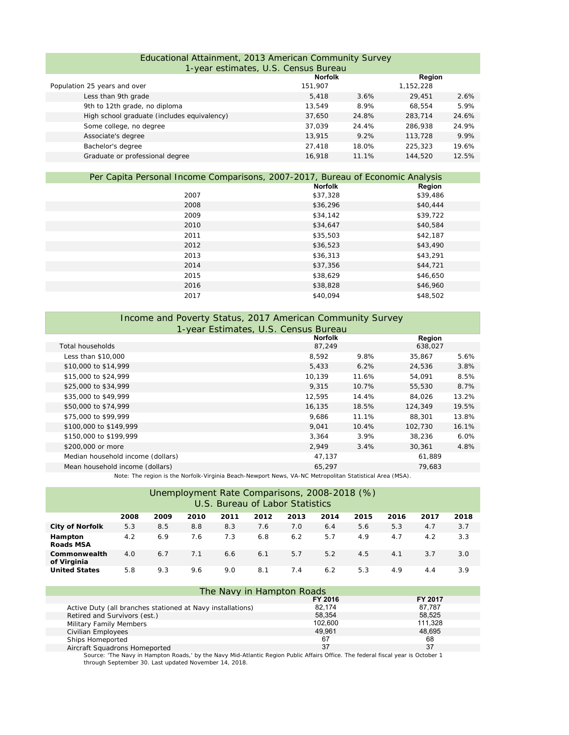## Educational Attainment, 2013 American Community Survey 1-year estimates, U.S. Census Bureau

| | Norfolk | | Region | |
|---|---|---|---|---|
| Population 25 years and over | 151,907 | | 1,152,228 | |
| Less than 9th grade | 5,418 | 3.6% | 29,451 | 2.6% |
| 9th to 12th grade, no diploma | 13,549 | 8.9% | 68,554 | 5.9% |
| High school graduate (includes equivalency) | 37,650 | 24.8% | 283,714 | 24.6% |
| Some college, no degree | 37,039 | 24.4% | 286,938 | 24.9% |
| Associate's degree | 13,915 | 9.2% | 113,728 | 9.9% |
| Bachelor's degree | 27,418 | 18.0% | 225,323 | 19.6% |
| Graduate or professional degree | 16,918 | 11.1% | 144,520 | 12.5% |

## Per Capita Personal Income Comparisons, 2007-2017, Bureau of Economic Analysis

| | Norfolk | Region |
|---|---|---|
| 2007 | $37,328 | $39,486 |
| 2008 | $36,296 | $40,444 |
| 2009 | $34,142 | $39,722 |
| 2010 | $34,647 | $40,584 |
| 2011 | $35,503 | $42,187 |
| 2012 | $36,523 | $43,490 |
| 2013 | $36,313 | $43,291 |
| 2014 | $37,356 | $44,721 |
| 2015 | $38,629 | $46,650 |
| 2016 | $38,828 | $46,960 |
| 2017 | $40,094 | $48,502 |

## Income and Poverty Status, 2017 American Community Survey 1-year Estimates, U.S. Census Bureau

| | Norfolk | | Region | |
|---|---|---|---|---|
| Total households | 87,249 | | 638,027 | |
| Less than $10,000 | 8,592 | 9.8% | 35,867 | 5.6% |
| $10,000 to $14,999 | 5,433 | 6.2% | 24,536 | 3.8% |
| $15,000 to $24,999 | 10,139 | 11.6% | 54,091 | 8.5% |
| $25,000 to $34,999 | 9,315 | 10.7% | 55,530 | 8.7% |
| $35,000 to $49,999 | 12,595 | 14.4% | 84,026 | 13.2% |
| $50,000 to $74,999 | 16,135 | 18.5% | 124,349 | 19.5% |
| $75,000 to $99,999 | 9,686 | 11.1% | 88,301 | 13.8% |
| $100,000 to $149,999 | 9,041 | 10.4% | 102,730 | 16.1% |
| $150,000 to $199,999 | 3,364 | 3.9% | 38,236 | 6.0% |
| $200,000 or more | 2,949 | 3.4% | 30,361 | 4.8% |
| Median household income (dollars) | 47,137 | | 61,889 | |
| Mean household income (dollars) | 65,297 | | 79,683 | |

Note: The region is the Norfolk-Virginia Beach-Newport News, VA-NC Metropolitan Statistical Area (MSA).

## Unemployment Rate Comparisons, 2008-2018 (%) U.S. Bureau of Labor Statistics

| | 2008 | 2009 | 2010 | 2011 | 2012 | 2013 | 2014 | 2015 | 2016 | 2017 | 2018 |
|---|---|---|---|---|---|---|---|---|---|---|---|
| **City of Norfolk** | 5.3 | 8.5 | 8.8 | 8.3 | 7.6 | 7.0 | 6.4 | 5.6 | 5.3 | 4.7 | 3.7 |
| **Hampton Roads MSA** | 4.2 | 6.9 | 7.6 | 7.3 | 6.8 | 6.2 | 5.7 | 4.9 | 4.7 | 4.2 | 3.3 |
| **Commonwealth of Virginia** | 4.0 | 6.7 | 7.1 | 6.6 | 6.1 | 5.7 | 5.2 | 4.5 | 4.1 | 3.7 | 3.0 |
| **United States** | 5.8 | 9.3 | 9.6 | 9.0 | 8.1 | 7.4 | 6.2 | 5.3 | 4.9 | 4.4 | 3.9 |

## The Navy in Hampton Roads

| | FY 2016 | FY 2017 |
|---|---|---|
| Active Duty (all branches stationed at Navy installations) | 82,174 | 87,787 |
| Retired and Survivors (est.) | 58,354 | 58,525 |
| Military Family Members | 102,600 | 111,328 |
| Civilian Employees | 49,961 | 48,695 |
| Ships Homeported | 67 | 68 |
| Aircraft Squadrons Homeported | 37 | 37 |

Source: 'The Navy in Hampton Roads,' by the Navy Mid-Atlantic Region Public Affairs Office. The federal fiscal year is October 1 through September 30. Last updated November 14, 2018.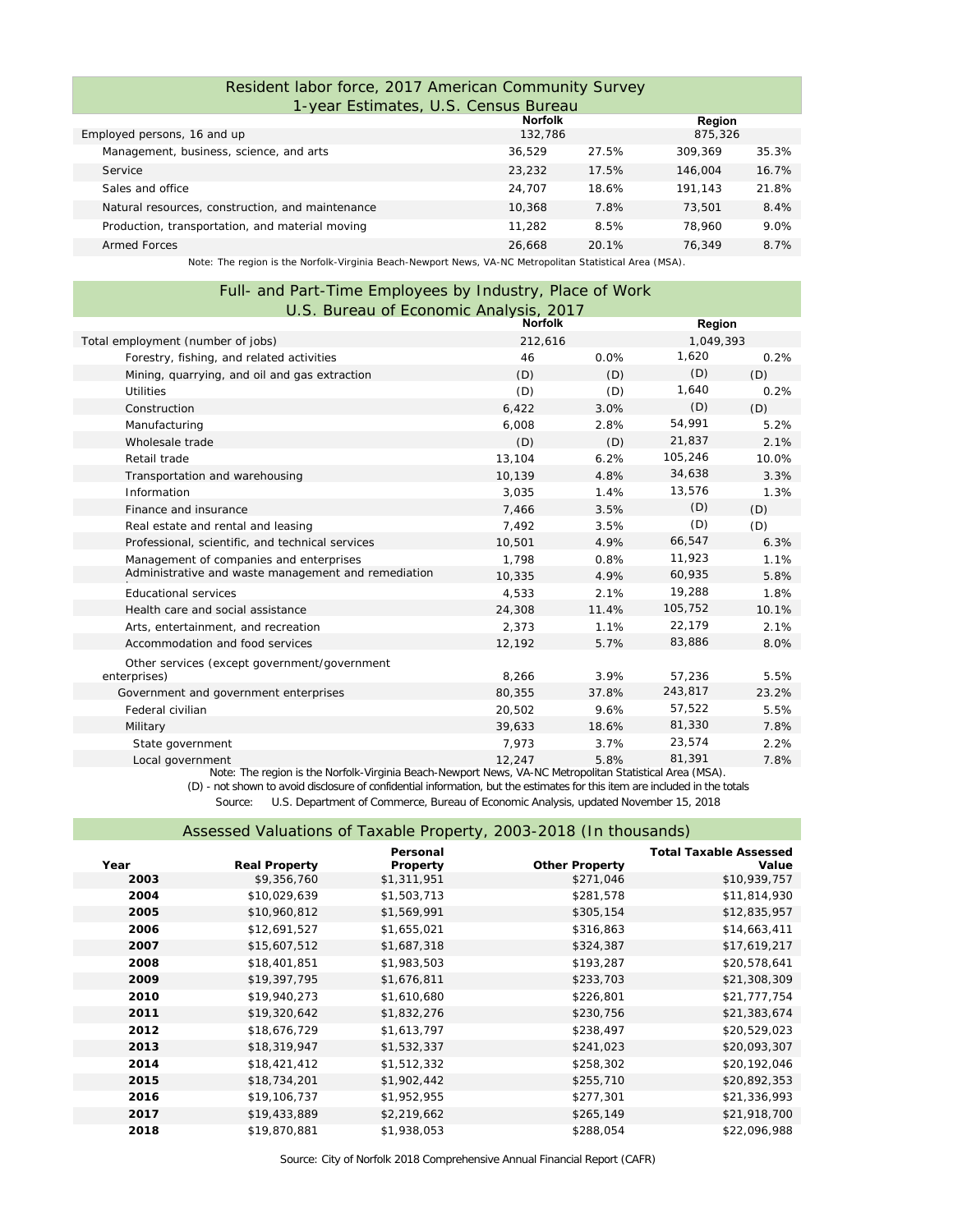## Resident labor force, 2017 American Community Survey 1-year Estimates, U.S. Census Bureau

| | Norfolk | | Region | |
|---|---|---|---|---|
| Employed persons, 16 and up | 132,786 | | 875,326 | |
| Management, business, science, and arts | 36,529 | 27.5% | 309,369 | 35.3% |
| Service | 23,232 | 17.5% | 146,004 | 16.7% |
| Sales and office | 24,707 | 18.6% | 191,143 | 21.8% |
| Natural resources, construction, and maintenance | 10,368 | 7.8% | 73,501 | 8.4% |
| Production, transportation, and material moving | 11,282 | 8.5% | 78,960 | 9.0% |
| Armed Forces | 26,668 | 20.1% | 76,349 | 8.7% |

Note: The region is the Norfolk-Virginia Beach-Newport News, VA-NC Metropolitan Statistical Area (MSA).

## Full- and Part-Time Employees by Industry, Place of Work U.S. Bureau of Economic Analysis, 2017

| | Norfolk | | Region | |
|---|---|---|---|---|
| Total employment (number of jobs) | 212,616 | | 1,049,393 | |
| Forestry, fishing, and related activities | 46 | 0.0% | 1,620 | 0.2% |
| Mining, quarrying, and oil and gas extraction | (D) | (D) | (D) | (D) |
| Utilities | (D) | (D) | 1,640 | 0.2% |
| Construction | 6,422 | 3.0% | (D) | (D) |
| Manufacturing | 6,008 | 2.8% | 54,991 | 5.2% |
| Wholesale trade | (D) | (D) | 21,837 | 2.1% |
| Retail trade | 13,104 | 6.2% | 105,246 | 10.0% |
| Transportation and warehousing | 10,139 | 4.8% | 34,638 | 3.3% |
| Information | 3,035 | 1.4% | 13,576 | 1.3% |
| Finance and insurance | 7,466 | 3.5% | (D) | (D) |
| Real estate and rental and leasing | 7,492 | 3.5% | (D) | (D) |
| Professional, scientific, and technical services | 10,501 | 4.9% | 66,547 | 6.3% |
| Management of companies and enterprises | 1,798 | 0.8% | 11,923 | 1.1% |
| Administrative and waste management and remediation | 10,335 | 4.9% | 60,935 | 5.8% |
| Educational services | 4,533 | 2.1% | 19,288 | 1.8% |
| Health care and social assistance | 24,308 | 11.4% | 105,752 | 10.1% |
| Arts, entertainment, and recreation | 2,373 | 1.1% | 22,179 | 2.1% |
| Accommodation and food services | 12,192 | 5.7% | 83,886 | 8.0% |
| Other services (except government/government enterprises) | 8,266 | 3.9% | 57,236 | 5.5% |
| Government and government enterprises | 80,355 | 37.8% | 243,817 | 23.2% |
| Federal civilian | 20,502 | 9.6% | 57,522 | 5.5% |
| Military | 39,633 | 18.6% | 81,330 | 7.8% |
| State government | 7,973 | 3.7% | 23,574 | 2.2% |
| Local government | 12,247 | 5.8% | 81,391 | 7.8% |

Note: The region is the Norfolk-Virginia Beach-Newport News, VA-NC Metropolitan Statistical Area (MSA).

(D) - not shown to avoid disclosure of confidential information, but the estimates for this item are included in the totals

Source: U.S. Department of Commerce, Bureau of Economic Analysis, updated November 15, 2018

## Assessed Valuations of Taxable Property, 2003-2018 (In thousands)

| Year | Real Property | Personal Property | Other Property | Total Taxable Assessed Value |
|---|---|---|---|---|
| 2003 | $9,356,760 | $1,311,951 | $271,046 | $10,939,757 |
| 2004 | $10,029,639 | $1,503,713 | $281,578 | $11,814,930 |
| 2005 | $10,960,812 | $1,569,991 | $305,154 | $12,835,957 |
| 2006 | $12,691,527 | $1,655,021 | $316,863 | $14,663,411 |
| 2007 | $15,607,512 | $1,687,318 | $324,387 | $17,619,217 |
| 2008 | $18,401,851 | $1,983,503 | $193,287 | $20,578,641 |
| 2009 | $19,397,795 | $1,676,811 | $233,703 | $21,308,309 |
| 2010 | $19,940,273 | $1,610,680 | $226,801 | $21,777,754 |
| 2011 | $19,320,642 | $1,832,276 | $230,756 | $21,383,674 |
| 2012 | $18,676,729 | $1,613,797 | $238,497 | $20,529,023 |
| 2013 | $18,319,947 | $1,532,337 | $241,023 | $20,093,307 |
| 2014 | $18,421,412 | $1,512,332 | $258,302 | $20,192,046 |
| 2015 | $18,734,201 | $1,902,442 | $255,710 | $20,892,353 |
| 2016 | $19,106,737 | $1,952,955 | $277,301 | $21,336,993 |
| 2017 | $19,433,889 | $2,219,662 | $265,149 | $21,918,700 |
| 2018 | $19,870,881 | $1,938,053 | $288,054 | $22,096,988 |

Source: City of Norfolk 2018 Comprehensive Annual Financial Report (CAFR)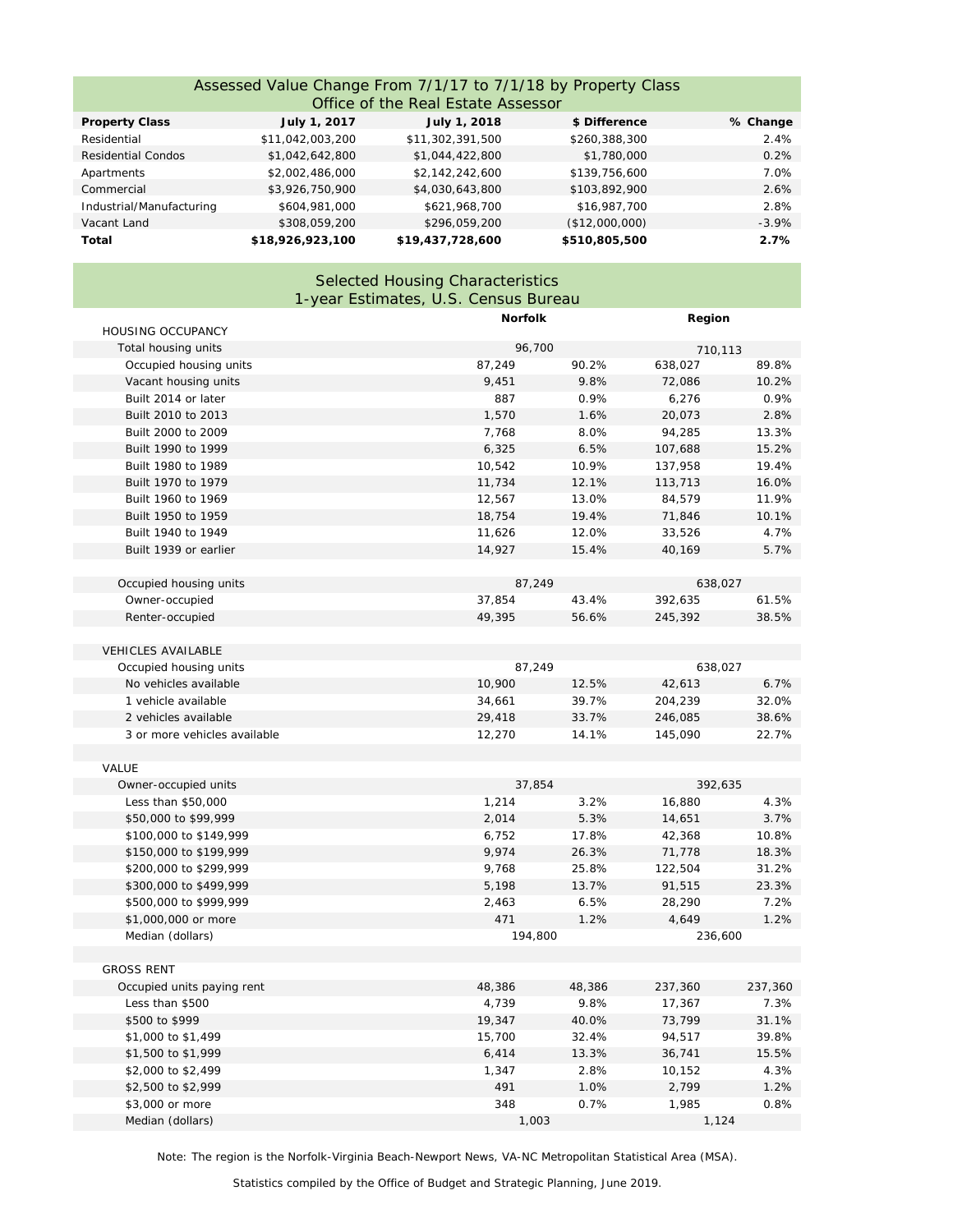## Assessed Value Change From 7/1/17 to 7/1/18 by Property Class
### Office of the Real Estate Assessor

| Property Class | July 1, 2017 | July 1, 2018 | $ Difference | % Change |
|---|---|---|---|---|
| Residential | $11,042,003,200 | $11,302,391,500 | $260,388,300 | 2.4% |
| Residential Condos | $1,042,642,800 | $1,044,422,800 | $1,780,000 | 0.2% |
| Apartments | $2,002,486,000 | $2,142,242,600 | $139,756,600 | 7.0% |
| Commercial | $3,926,750,900 | $4,030,643,800 | $103,892,900 | 2.6% |
| Industrial/Manufacturing | $604,981,000 | $621,968,700 | $16,987,700 | 2.8% |
| Vacant Land | $308,059,200 | $296,059,200 | ($12,000,000) | -3.9% |
| **Total** | **$18,926,923,100** | **$19,437,728,600** | **$510,805,500** | **2.7%** |

## Selected Housing Characteristics
### 1-year Estimates, U.S. Census Bureau

| | Norfolk | | Region | |
|---|---|---|---|---|
| HOUSING OCCUPANCY | | | | |
| Total housing units | 96,700 | | 710,113 | |
| Occupied housing units | 87,249 | 90.2% | 638,027 | 89.8% |
| Vacant housing units | 9,451 | 9.8% | 72,086 | 10.2% |
| Built 2014 or later | 887 | 0.9% | 6,276 | 0.9% |
| Built 2010 to 2013 | 1,570 | 1.6% | 20,073 | 2.8% |
| Built 2000 to 2009 | 7,768 | 8.0% | 94,285 | 13.3% |
| Built 1990 to 1999 | 6,325 | 6.5% | 107,688 | 15.2% |
| Built 1980 to 1989 | 10,542 | 10.9% | 137,958 | 19.4% |
| Built 1970 to 1979 | 11,734 | 12.1% | 113,713 | 16.0% |
| Built 1960 to 1969 | 12,567 | 13.0% | 84,579 | 11.9% |
| Built 1950 to 1959 | 18,754 | 19.4% | 71,846 | 10.1% |
| Built 1940 to 1949 | 11,626 | 12.0% | 33,526 | 4.7% |
| Built 1939 or earlier | 14,927 | 15.4% | 40,169 | 5.7% |
| | | | | |
| Occupied housing units | 87,249 | | 638,027 | |
| Owner-occupied | 37,854 | 43.4% | 392,635 | 61.5% |
| Renter-occupied | 49,395 | 56.6% | 245,392 | 38.5% |
| | | | | |
| VEHICLES AVAILABLE | | | | |
| Occupied housing units | 87,249 | | 638,027 | |
| No vehicles available | 10,900 | 12.5% | 42,613 | 6.7% |
| 1 vehicle available | 34,661 | 39.7% | 204,239 | 32.0% |
| 2 vehicles available | 29,418 | 33.7% | 246,085 | 38.6% |
| 3 or more vehicles available | 12,270 | 14.1% | 145,090 | 22.7% |
| | | | | |
| VALUE | | | | |
| Owner-occupied units | 37,854 | | 392,635 | |
| Less than $50,000 | 1,214 | 3.2% | 16,880 | 4.3% |
| $50,000 to $99,999 | 2,014 | 5.3% | 14,651 | 3.7% |
| $100,000 to $149,999 | 6,752 | 17.8% | 42,368 | 10.8% |
| $150,000 to $199,999 | 9,974 | 26.3% | 71,778 | 18.3% |
| $200,000 to $299,999 | 9,768 | 25.8% | 122,504 | 31.2% |
| $300,000 to $499,999 | 5,198 | 13.7% | 91,515 | 23.3% |
| $500,000 to $999,999 | 2,463 | 6.5% | 28,290 | 7.2% |
| $1,000,000 or more | 471 | 1.2% | 4,649 | 1.2% |
| Median (dollars) | 194,800 | | 236,600 | |
| | | | | |
| GROSS RENT | | | | |
| Occupied units paying rent | 48,386 | 48,386 | 237,360 | 237,360 |
| Less than $500 | 4,739 | 9.8% | 17,367 | 7.3% |
| $500 to $999 | 19,347 | 40.0% | 73,799 | 31.1% |
| $1,000 to $1,499 | 15,700 | 32.4% | 94,517 | 39.8% |
| $1,500 to $1,999 | 6,414 | 13.3% | 36,741 | 15.5% |
| $2,000 to $2,499 | 1,347 | 2.8% | 10,152 | 4.3% |
| $2,500 to $2,999 | 491 | 1.0% | 2,799 | 1.2% |
| $3,000 or more | 348 | 0.7% | 1,985 | 0.8% |
| Median (dollars) | 1,003 | | 1,124 | |

Note: The region is the Norfolk-Virginia Beach-Newport News, VA-NC Metropolitan Statistical Area (MSA).

Statistics compiled by the Office of Budget and Strategic Planning, June 2019.